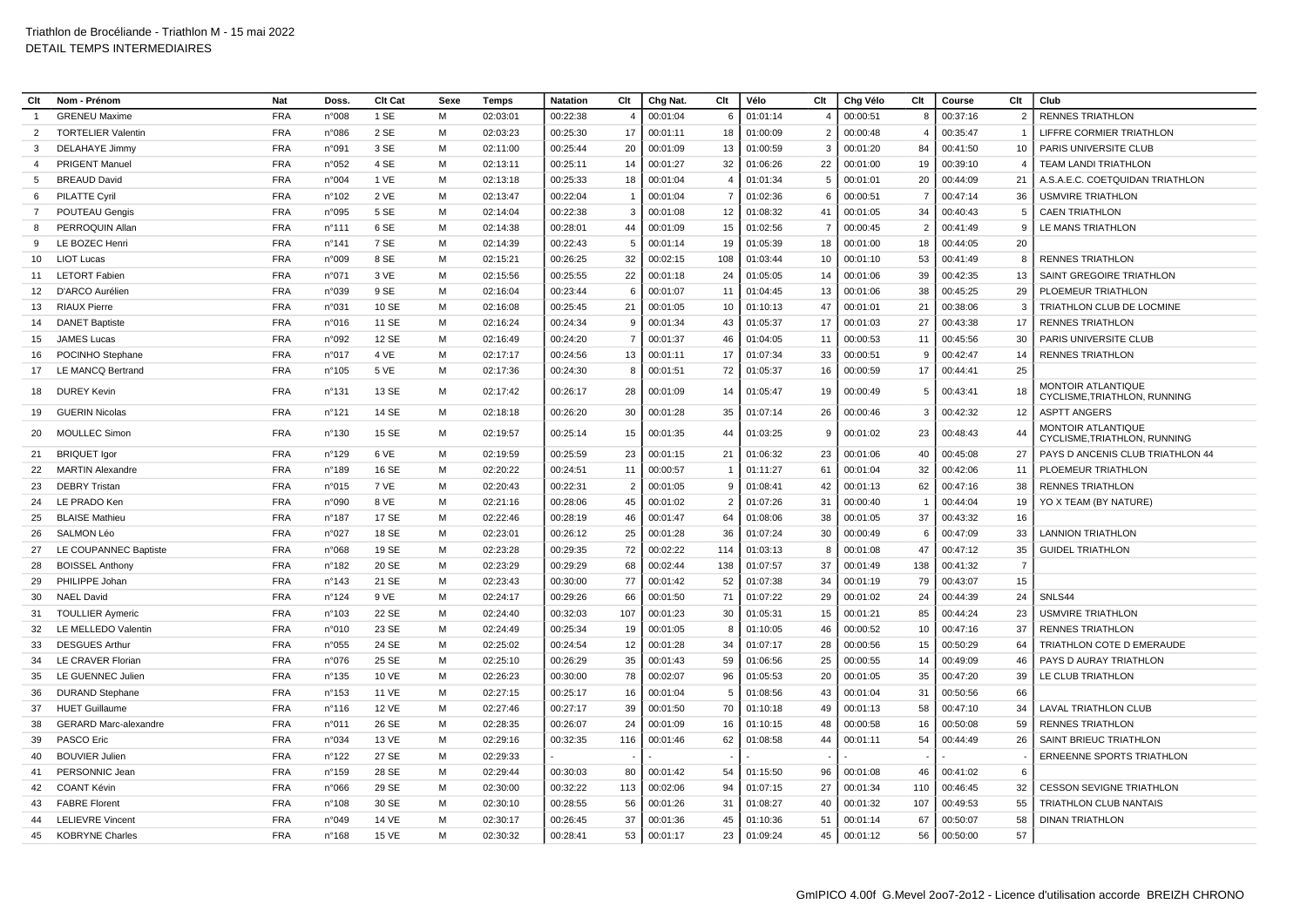# Triathlon de Brocéliande - Triathlon M - 15 mai 2022

DETAIL TEMPS INTERMEDIAIRES

| Clt | Nom - Prénom | Nat | Doss. | Clt Cat | Sexe | Temps | Natation | Clt | Chg Nat. | Clt | Vélo | Clt | Chg Vélo | Clt | Course | Clt | Club |
|---|---|---|---|---|---|---|---|---|---|---|---|---|---|---|---|---|---|
| 1 | GRENEU Maxime | FRA | n°008 | 1 SE | M | 02:03:01 | 00:22:38 | 4 | 00:01:04 | 6 | 01:01:14 | 4 | 00:00:51 | 8 | 00:37:16 | 2 | RENNES TRIATHLON |
| 2 | TORTELIER Valentin | FRA | n°086 | 2 SE | M | 02:03:23 | 00:25:30 | 17 | 00:01:11 | 18 | 01:00:09 | 2 | 00:00:48 | 4 | 00:35:47 | 1 | LIFFRE CORMIER TRIATHLON |
| 3 | DELAHAYE Jimmy | FRA | n°091 | 3 SE | M | 02:11:00 | 00:25:44 | 20 | 00:01:09 | 13 | 01:00:59 | 3 | 00:01:20 | 84 | 00:41:50 | 10 | PARIS UNIVERSITE CLUB |
| 4 | PRIGENT Manuel | FRA | n°052 | 4 SE | M | 02:13:11 | 00:25:11 | 14 | 00:01:27 | 32 | 01:06:26 | 22 | 00:01:00 | 19 | 00:39:10 | 4 | TEAM LANDI TRIATHLON |
| 5 | BREAUD David | FRA | n°004 | 1 VE | M | 02:13:18 | 00:25:33 | 18 | 00:01:04 | 4 | 01:01:34 | 5 | 00:01:01 | 20 | 00:44:09 | 21 | A.S.A.E.C. COETQUIDAN TRIATHLON |
| 6 | PILATTE Cyril | FRA | n°102 | 2 VE | M | 02:13:47 | 00:22:04 | 1 | 00:01:04 | 7 | 01:02:36 | 6 | 00:00:51 | 7 | 00:47:14 | 36 | USMVIRE TRIATHLON |
| 7 | POUTEAU Gengis | FRA | n°095 | 5 SE | M | 02:14:04 | 00:22:38 | 3 | 00:01:08 | 12 | 01:08:32 | 41 | 00:01:05 | 34 | 00:40:43 | 5 | CAEN TRIATHLON |
| 8 | PERROQUIN Allan | FRA | n°111 | 6 SE | M | 02:14:38 | 00:28:01 | 44 | 00:01:09 | 15 | 01:02:56 | 7 | 00:00:45 | 2 | 00:41:49 | 9 | LE MANS TRIATHLON |
| 9 | LE BOZEC Henri | FRA | n°141 | 7 SE | M | 02:14:39 | 00:22:43 | 5 | 00:01:14 | 19 | 01:05:39 | 18 | 00:01:00 | 18 | 00:44:05 | 20 | |
| 10 | LIOT Lucas | FRA | n°009 | 8 SE | M | 02:15:21 | 00:26:25 | 32 | 00:02:15 | 108 | 01:03:44 | 10 | 00:01:10 | 53 | 00:41:49 | 8 | RENNES TRIATHLON |
| 11 | LETORT Fabien | FRA | n°071 | 3 VE | M | 02:15:56 | 00:25:55 | 22 | 00:01:18 | 24 | 01:05:05 | 14 | 00:01:06 | 39 | 00:42:35 | 13 | SAINT GREGOIRE TRIATHLON |
| 12 | D'ARCO Aurélien | FRA | n°039 | 9 SE | M | 02:16:04 | 00:23:44 | 6 | 00:01:07 | 11 | 01:04:45 | 13 | 00:01:06 | 38 | 00:45:25 | 29 | PLOEMEUR TRIATHLON |
| 13 | RIAUX Pierre | FRA | n°031 | 10 SE | M | 02:16:08 | 00:25:45 | 21 | 00:01:05 | 10 | 01:10:13 | 47 | 00:01:01 | 21 | 00:38:06 | 3 | TRIATHLON CLUB DE LOCMINE |
| 14 | DANET Baptiste | FRA | n°016 | 11 SE | M | 02:16:24 | 00:24:34 | 9 | 00:01:34 | 43 | 01:05:37 | 17 | 00:01:03 | 27 | 00:43:38 | 17 | RENNES TRIATHLON |
| 15 | JAMES Lucas | FRA | n°092 | 12 SE | M | 02:16:49 | 00:24:20 | 7 | 00:01:37 | 46 | 01:04:05 | 11 | 00:00:53 | 11 | 00:45:56 | 30 | PARIS UNIVERSITE CLUB |
| 16 | POCINHO Stephane | FRA | n°017 | 4 VE | M | 02:17:17 | 00:24:56 | 13 | 00:01:11 | 17 | 01:07:34 | 33 | 00:00:51 | 9 | 00:42:47 | 14 | RENNES TRIATHLON |
| 17 | LE MANCQ Bertrand | FRA | n°105 | 5 VE | M | 02:17:36 | 00:24:30 | 8 | 00:01:51 | 72 | 01:05:37 | 16 | 00:00:59 | 17 | 00:44:41 | 25 | |
| 18 | DUREY Kevin | FRA | n°131 | 13 SE | M | 02:17:42 | 00:26:17 | 28 | 00:01:09 | 14 | 01:05:47 | 19 | 00:00:49 | 5 | 00:43:41 | 18 | MONTOIR ATLANTIQUE CYCLISME,TRIATHLON, RUNNING |
| 19 | GUERIN Nicolas | FRA | n°121 | 14 SE | M | 02:18:18 | 00:26:20 | 30 | 00:01:28 | 35 | 01:07:14 | 26 | 00:00:46 | 3 | 00:42:32 | 12 | ASPTT ANGERS |
| 20 | MOULLEC Simon | FRA | n°130 | 15 SE | M | 02:19:57 | 00:25:14 | 15 | 00:01:35 | 44 | 01:03:25 | 9 | 00:01:02 | 23 | 00:48:43 | 44 | MONTOIR ATLANTIQUE CYCLISME,TRIATHLON, RUNNING |
| 21 | BRIQUET Igor | FRA | n°129 | 6 VE | M | 02:19:59 | 00:25:59 | 23 | 00:01:15 | 21 | 01:06:32 | 23 | 00:01:06 | 40 | 00:45:08 | 27 | PAYS D ANCENIS CLUB TRIATHLON 44 |
| 22 | MARTIN Alexandre | FRA | n°189 | 16 SE | M | 02:20:22 | 00:24:51 | 11 | 00:00:57 | 1 | 01:11:27 | 61 | 00:01:04 | 32 | 00:42:06 | 11 | PLOEMEUR TRIATHLON |
| 23 | DEBRY Tristan | FRA | n°015 | 7 VE | M | 02:20:43 | 00:22:31 | 2 | 00:01:05 | 9 | 01:08:41 | 42 | 00:01:13 | 62 | 00:47:16 | 38 | RENNES TRIATHLON |
| 24 | LE PRADO Ken | FRA | n°090 | 8 VE | M | 02:21:16 | 00:28:06 | 45 | 00:01:02 | 2 | 01:07:26 | 31 | 00:00:40 | 1 | 00:44:04 | 19 | YO X TEAM (BY NATURE) |
| 25 | BLAISE Mathieu | FRA | n°187 | 17 SE | M | 02:22:46 | 00:28:19 | 46 | 00:01:47 | 64 | 01:08:06 | 38 | 00:01:05 | 37 | 00:43:32 | 16 | |
| 26 | SALMON Léo | FRA | n°027 | 18 SE | M | 02:23:01 | 00:26:12 | 25 | 00:01:28 | 36 | 01:07:24 | 30 | 00:00:49 | 6 | 00:47:09 | 33 | LANNION TRIATHLON |
| 27 | LE COUPANNEC Baptiste | FRA | n°068 | 19 SE | M | 02:23:28 | 00:29:35 | 72 | 00:02:22 | 114 | 01:03:13 | 8 | 00:01:08 | 47 | 00:47:12 | 35 | GUIDEL TRIATHLON |
| 28 | BOISSEL Anthony | FRA | n°182 | 20 SE | M | 02:23:29 | 00:29:29 | 68 | 00:02:44 | 138 | 01:07:57 | 37 | 00:01:49 | 138 | 00:41:32 | 7 | |
| 29 | PHILIPPE Johan | FRA | n°143 | 21 SE | M | 02:23:43 | 00:30:00 | 77 | 00:01:42 | 52 | 01:07:38 | 34 | 00:01:19 | 79 | 00:43:07 | 15 | |
| 30 | NAEL David | FRA | n°124 | 9 VE | M | 02:24:17 | 00:29:26 | 66 | 00:01:50 | 71 | 01:07:22 | 29 | 00:01:02 | 24 | 00:44:39 | 24 | SNLS44 |
| 31 | TOULLIER Aymeric | FRA | n°103 | 22 SE | M | 02:24:40 | 00:32:03 | 107 | 00:01:23 | 30 | 01:05:31 | 15 | 00:01:21 | 85 | 00:44:24 | 23 | USMVIRE TRIATHLON |
| 32 | LE MELLEDO Valentin | FRA | n°010 | 23 SE | M | 02:24:49 | 00:25:34 | 19 | 00:01:05 | 8 | 01:10:05 | 46 | 00:00:52 | 10 | 00:47:16 | 37 | RENNES TRIATHLON |
| 33 | DESGUES Arthur | FRA | n°055 | 24 SE | M | 02:25:02 | 00:24:54 | 12 | 00:01:28 | 34 | 01:07:17 | 28 | 00:00:56 | 15 | 00:50:29 | 64 | TRIATHLON COTE D EMERAUDE |
| 34 | LE CRAVER Florian | FRA | n°076 | 25 SE | M | 02:25:10 | 00:26:29 | 35 | 00:01:43 | 59 | 01:06:56 | 25 | 00:00:55 | 14 | 00:49:09 | 46 | PAYS D AURAY TRIATHLON |
| 35 | LE GUENNEC Julien | FRA | n°135 | 10 VE | M | 02:26:23 | 00:30:00 | 78 | 00:02:07 | 96 | 01:05:53 | 20 | 00:01:05 | 35 | 00:47:20 | 39 | LE CLUB TRIATHLON |
| 36 | DURAND Stephane | FRA | n°153 | 11 VE | M | 02:27:15 | 00:25:17 | 16 | 00:01:04 | 5 | 01:08:56 | 43 | 00:01:04 | 31 | 00:50:56 | 66 | |
| 37 | HUET Guillaume | FRA | n°116 | 12 VE | M | 02:27:46 | 00:27:17 | 39 | 00:01:50 | 70 | 01:10:18 | 49 | 00:01:13 | 58 | 00:47:10 | 34 | LAVAL TRIATHLON CLUB |
| 38 | GERARD Marc-alexandre | FRA | n°011 | 26 SE | M | 02:28:35 | 00:26:07 | 24 | 00:01:09 | 16 | 01:10:15 | 48 | 00:00:58 | 16 | 00:50:08 | 59 | RENNES TRIATHLON |
| 39 | PASCO Eric | FRA | n°034 | 13 VE | M | 02:29:16 | 00:32:35 | 116 | 00:01:46 | 62 | 01:08:58 | 44 | 00:01:11 | 54 | 00:44:49 | 26 | SAINT BRIEUC TRIATHLON |
| 40 | BOUVIER Julien | FRA | n°122 | 27 SE | M | 02:29:33 | - | - | - | - | - | - | - | - | - | - | ERNEENNE SPORTS TRIATHLON |
| 41 | PERSONNIC Jean | FRA | n°159 | 28 SE | M | 02:29:44 | 00:30:03 | 80 | 00:01:42 | 54 | 01:15:50 | 96 | 00:01:08 | 46 | 00:41:02 | 6 | |
| 42 | COANT Kévin | FRA | n°066 | 29 SE | M | 02:30:00 | 00:32:22 | 113 | 00:02:06 | 94 | 01:07:15 | 27 | 00:01:34 | 110 | 00:46:45 | 32 | CESSON SEVIGNE TRIATHLON |
| 43 | FABRE Florent | FRA | n°108 | 30 SE | M | 02:30:10 | 00:28:55 | 56 | 00:01:26 | 31 | 01:08:27 | 40 | 00:01:32 | 107 | 00:49:53 | 55 | TRIATHLON CLUB NANTAIS |
| 44 | LELIEVRE Vincent | FRA | n°049 | 14 VE | M | 02:30:17 | 00:26:45 | 37 | 00:01:36 | 45 | 01:10:36 | 51 | 00:01:14 | 67 | 00:50:07 | 58 | DINAN TRIATHLON |
| 45 | KOBRYNE Charles | FRA | n°168 | 15 VE | M | 02:30:32 | 00:28:41 | 53 | 00:01:17 | 23 | 01:09:24 | 45 | 00:01:12 | 56 | 00:50:00 | 57 | |

GmIPICO 4.00f G.Mevel 2oo7-2o12 - Licence d'utilisation accorde BREIZH CHRONO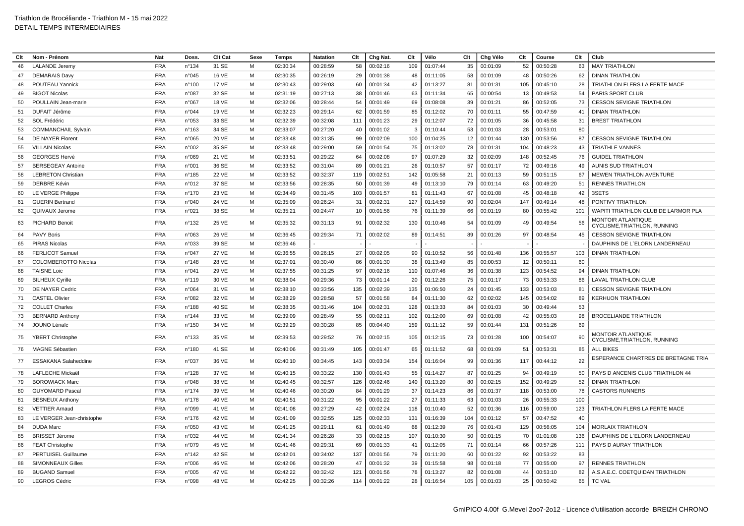Triathlon de Brocéliande - Triathlon M - 15 mai 2022
DETAIL TEMPS INTERMEDIAIRES

| Clt | Nom - Prénom | Nat | Doss. | Clt Cat | Sexe | Temps | Natation | Clt | Chg Nat. | Clt | Vélo | Clt | Chg Vélo | Clt | Course | Clt | Club |
|---|---|---|---|---|---|---|---|---|---|---|---|---|---|---|---|---|---|
| 46 | LALANDE Jeremy | FRA | n°134 | 31 SE | M | 02:30:34 | 00:28:59 | 58 | 00:02:16 | 109 | 01:07:44 | 35 | 00:01:09 | 52 | 00:50:28 | 63 | MAY TRIATHLON |
| 47 | DEMARAIS Davy | FRA | n°045 | 16 VE | M | 02:30:35 | 00:26:19 | 29 | 00:01:38 | 48 | 01:11:05 | 58 | 00:01:09 | 48 | 00:50:26 | 62 | DINAN TRIATHLON |
| 48 | POUTEAU Yannick | FRA | n°100 | 17 VE | M | 02:30:43 | 00:29:03 | 60 | 00:01:34 | 42 | 01:13:27 | 81 | 00:01:31 | 105 | 00:45:10 | 28 | TRIATHLON FLERS LA FERTE MACE |
| 49 | BIGOT Nicolas | FRA | n°087 | 32 SE | M | 02:31:19 | 00:27:13 | 38 | 00:01:46 | 63 | 01:11:34 | 65 | 00:00:54 | 13 | 00:49:53 | 54 | PARIS SPORT CLUB |
| 50 | POULLAIN Jean-marie | FRA | n°067 | 18 VE | M | 02:32:06 | 00:28:44 | 54 | 00:01:49 | 69 | 01:08:08 | 39 | 00:01:21 | 86 | 00:52:05 | 73 | CESSON SEVIGNE TRIATHLON |
| 51 | DUFAIT Jérôme | FRA | n°044 | 19 VE | M | 02:32:23 | 00:29:14 | 62 | 00:01:59 | 85 | 01:12:02 | 70 | 00:01:11 | 55 | 00:47:59 | 41 | DINAN TRIATHLON |
| 52 | SOL Frédéric | FRA | n°053 | 33 SE | M | 02:32:39 | 00:32:08 | 111 | 00:01:23 | 29 | 01:12:07 | 72 | 00:01:05 | 36 | 00:45:58 | 31 | BREST TRIATHLON |
| 53 | COMMANCHAIL Sylvain | FRA | n°163 | 34 SE | M | 02:33:07 | 00:27:20 | 40 | 00:01:02 | 3 | 01:10:44 | 53 | 00:01:03 | 28 | 00:53:01 | 80 | |
| 54 | DE NAYER Florent | FRA | n°065 | 20 VE | M | 02:33:48 | 00:31:35 | 99 | 00:02:09 | 100 | 01:04:25 | 12 | 00:01:44 | 130 | 00:53:56 | 87 | CESSON SEVIGNE TRIATHLON |
| 55 | VILLAIN Nicolas | FRA | n°002 | 35 SE | M | 02:33:48 | 00:29:00 | 59 | 00:01:54 | 75 | 01:13:02 | 78 | 00:01:31 | 104 | 00:48:23 | 43 | TRIATHLE VANNES |
| 56 | GEORGES Hervé | FRA | n°069 | 21 VE | M | 02:33:51 | 00:29:22 | 64 | 00:02:08 | 97 | 01:07:29 | 32 | 00:02:09 | 148 | 00:52:45 | 76 | GUIDEL TRIATHLON |
| 57 | BERSEGEAY Antoine | FRA | n°001 | 36 SE | M | 02:33:52 | 00:31:04 | 89 | 00:01:21 | 26 | 01:10:57 | 57 | 00:01:17 | 72 | 00:49:16 | 49 | AUNIS SUD TRIATHLON |
| 58 | LEBRETON Christian | FRA | n°185 | 22 VE | M | 02:33:52 | 00:32:37 | 119 | 00:02:51 | 142 | 01:05:58 | 21 | 00:01:13 | 59 | 00:51:15 | 67 | MEWEN TRIATHLON AVENTURE |
| 59 | DERBRE Kévin | FRA | n°012 | 37 SE | M | 02:33:56 | 00:28:35 | 50 | 00:01:39 | 49 | 01:13:10 | 79 | 00:01:14 | 63 | 00:49:20 | 51 | RENNES TRIATHLON |
| 60 | LE VERGE Philippe | FRA | n°170 | 23 VE | M | 02:34:49 | 00:31:45 | 103 | 00:01:57 | 81 | 01:11:43 | 67 | 00:01:08 | 45 | 00:48:18 | 42 | 3SETS |
| 61 | GUERIN Bertrand | FRA | n°040 | 24 VE | M | 02:35:09 | 00:26:24 | 31 | 00:02:31 | 127 | 01:14:59 | 90 | 00:02:04 | 147 | 00:49:14 | 48 | PONTIVY TRIATHLON |
| 62 | QUIVAUX Jerome | FRA | n°021 | 38 SE | M | 02:35:21 | 00:24:47 | 10 | 00:01:56 | 76 | 01:11:39 | 66 | 00:01:19 | 80 | 00:55:42 | 101 | WAPITI TRIATHLON CLUB DE LARMOR PLA |
| 63 | PICHARD Benoit | FRA | n°132 | 25 VE | M | 02:35:32 | 00:31:13 | 91 | 00:02:32 | 130 | 01:10:46 | 54 | 00:01:09 | 49 | 00:49:54 | 56 | MONTOIR ATLANTIQUE CYCLISME,TRIATHLON, RUNNING |
| 64 | PAVY Boris | FRA | n°063 | 26 VE | M | 02:36:45 | 00:29:34 | 71 | 00:02:02 | 89 | 01:14:51 | 89 | 00:01:26 | 97 | 00:48:54 | 45 | CESSON SEVIGNE TRIATHLON |
| 65 | PIRAS Nicolas | FRA | n°033 | 39 SE | M | 02:36:46 | - | - | - | - | - | - | - | - | - | - | DAUPHINS DE L`ELORN LANDERNEAU |
| 66 | FERLICOT Samuel | FRA | n°047 | 27 VE | M | 02:36:55 | 00:26:15 | 27 | 00:02:05 | 90 | 01:10:52 | 56 | 00:01:48 | 136 | 00:55:57 | 103 | DINAN TRIATHLON |
| 67 | COLOMBEROTTO Nicolas | FRA | n°148 | 28 VE | M | 02:37:01 | 00:30:40 | 86 | 00:01:30 | 38 | 01:13:49 | 85 | 00:00:53 | 12 | 00:50:11 | 60 | |
| 68 | TAISNE Loic | FRA | n°041 | 29 VE | M | 02:37:55 | 00:31:25 | 97 | 00:02:16 | 110 | 01:07:46 | 36 | 00:01:38 | 123 | 00:54:52 | 94 | DINAN TRIATHLON |
| 69 | BILHEUX Cyrille | FRA | n°119 | 30 VE | M | 02:38:04 | 00:29:36 | 73 | 00:01:14 | 20 | 01:12:26 | 75 | 00:01:17 | 73 | 00:53:33 | 86 | LAVAL TRIATHLON CLUB |
| 70 | DE NAYER Cedric | FRA | n°064 | 31 VE | M | 02:38:10 | 00:33:56 | 135 | 00:02:39 | 135 | 01:06:50 | 24 | 00:01:45 | 133 | 00:53:03 | 81 | CESSON SEVIGNE TRIATHLON |
| 71 | CASTEL Olivier | FRA | n°082 | 32 VE | M | 02:38:29 | 00:28:58 | 57 | 00:01:58 | 84 | 01:11:30 | 62 | 00:02:02 | 145 | 00:54:02 | 89 | KERHUON TRIATHLON |
| 72 | COLLET Charles | FRA | n°188 | 40 SE | M | 02:38:35 | 00:31:46 | 104 | 00:02:31 | 128 | 01:13:33 | 84 | 00:01:03 | 30 | 00:49:44 | 53 | |
| 73 | BERNARD Anthony | FRA | n°144 | 33 VE | M | 02:39:09 | 00:28:49 | 55 | 00:02:11 | 102 | 01:12:00 | 69 | 00:01:08 | 42 | 00:55:03 | 98 | BROCELIANDE TRIATHLON |
| 74 | JOUNO Lénaïc | FRA | n°150 | 34 VE | M | 02:39:29 | 00:30:28 | 85 | 00:04:40 | 159 | 01:11:12 | 59 | 00:01:44 | 131 | 00:51:26 | 69 | |
| 75 | YBERT Christophe | FRA | n°133 | 35 VE | M | 02:39:53 | 00:29:52 | 76 | 00:02:15 | 105 | 01:12:15 | 73 | 00:01:28 | 100 | 00:54:07 | 90 | MONTOIR ATLANTIQUE CYCLISME,TRIATHLON, RUNNING |
| 76 | MAGNE Sébastien | FRA | n°180 | 41 SE | M | 02:40:06 | 00:31:49 | 105 | 00:01:47 | 65 | 01:11:52 | 68 | 00:01:09 | 51 | 00:53:31 | 85 | ALL BIKES |
| 77 | ESSAKANA Salaheddine | FRA | n°037 | 36 VE | M | 02:40:10 | 00:34:45 | 143 | 00:03:34 | 154 | 01:16:04 | 99 | 00:01:36 | 117 | 00:44:12 | 22 | ESPERANCE CHARTRES DE BRETAGNE TRIA |
| 78 | LAFLECHE Mickaël | FRA | n°128 | 37 VE | M | 02:40:15 | 00:33:22 | 130 | 00:01:43 | 55 | 01:14:27 | 87 | 00:01:25 | 94 | 00:49:19 | 50 | PAYS D ANCENIS CLUB TRIATHLON 44 |
| 79 | BOROWIACK Marc | FRA | n°048 | 38 VE | M | 02:40:45 | 00:32:57 | 126 | 00:02:46 | 140 | 01:13:20 | 80 | 00:02:15 | 152 | 00:49:29 | 52 | DINAN TRIATHLON |
| 80 | GUYOMARD Pascal | FRA | n°174 | 39 VE | M | 02:40:46 | 00:30:20 | 84 | 00:01:29 | 37 | 01:14:23 | 86 | 00:01:37 | 118 | 00:53:00 | 78 | CASTORS RUNNERS |
| 81 | BESNEUX Anthony | FRA | n°178 | 40 VE | M | 02:40:51 | 00:31:22 | 95 | 00:01:22 | 27 | 01:11:33 | 63 | 00:01:03 | 26 | 00:55:33 | 100 | |
| 82 | VETTIER Arnaud | FRA | n°099 | 41 VE | M | 02:41:08 | 00:27:29 | 42 | 00:02:24 | 118 | 01:10:40 | 52 | 00:01:36 | 116 | 00:59:00 | 123 | TRIATHLON FLERS LA FERTE MACE |
| 83 | LE VERGER Jean-christophe | FRA | n°176 | 42 VE | M | 02:41:09 | 00:32:55 | 125 | 00:02:33 | 131 | 01:16:39 | 104 | 00:01:12 | 57 | 00:47:52 | 40 | |
| 84 | DUDA Marc | FRA | n°050 | 43 VE | M | 02:41:25 | 00:29:11 | 61 | 00:01:49 | 68 | 01:12:39 | 76 | 00:01:43 | 129 | 00:56:05 | 104 | MORLAIX TRIATHLON |
| 85 | BRISSET Jérome | FRA | n°032 | 44 VE | M | 02:41:34 | 00:26:28 | 33 | 00:02:15 | 107 | 01:10:30 | 50 | 00:01:15 | 70 | 01:01:08 | 136 | DAUPHINS DE L`ELORN LANDERNEAU |
| 86 | FEAT Christophe | FRA | n°079 | 45 VE | M | 02:41:46 | 00:29:31 | 69 | 00:01:33 | 41 | 01:12:05 | 71 | 00:01:14 | 66 | 00:57:26 | 111 | PAYS D AURAY TRIATHLON |
| 87 | PERTUISEL Guillaume | FRA | n°142 | 42 SE | M | 02:42:01 | 00:34:02 | 137 | 00:01:56 | 79 | 01:11:20 | 60 | 00:01:22 | 92 | 00:53:22 | 83 | |
| 88 | SIMONNEAUX Gilles | FRA | n°006 | 46 VE | M | 02:42:06 | 00:28:20 | 47 | 00:01:32 | 39 | 01:15:58 | 98 | 00:01:18 | 77 | 00:55:00 | 97 | RENNES TRIATHLON |
| 89 | BUGAND Samuel | FRA | n°005 | 47 VE | M | 02:42:22 | 00:32:42 | 121 | 00:01:56 | 78 | 01:13:27 | 82 | 00:01:08 | 44 | 00:53:10 | 82 | A.S.A.E.C. COETQUIDAN TRIATHLON |
| 90 | LEGROS Cédric | FRA | n°098 | 48 VE | M | 02:42:25 | 00:32:26 | 114 | 00:01:22 | 28 | 01:16:54 | 105 | 00:01:03 | 25 | 00:50:42 | 65 | TC VAL |

GmIPICO 4.00f G.Mevel 2oo7-2o12 - Licence d'utilisation accorde BREIZH CHRONO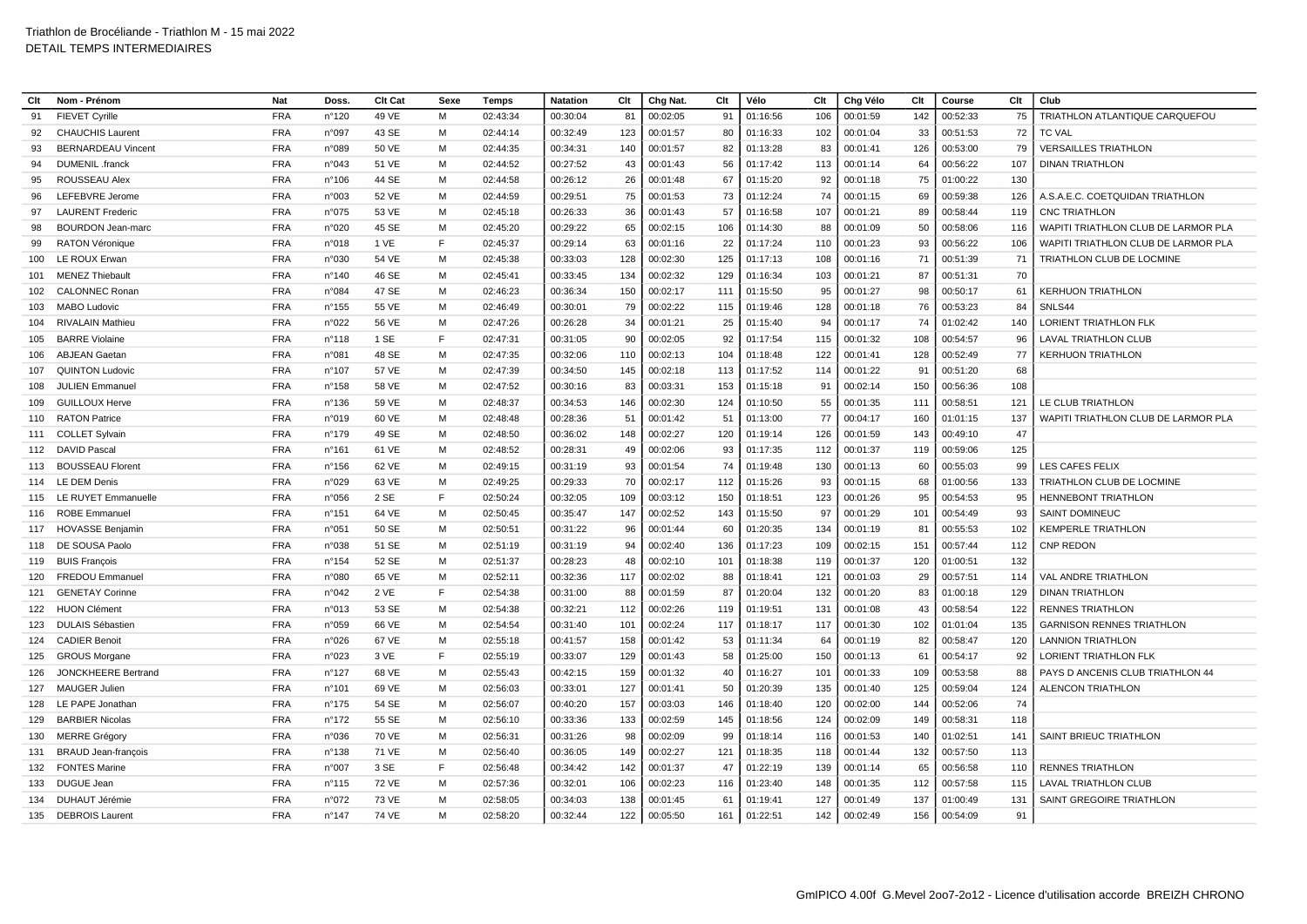Triathlon de Brocéliande - Triathlon M - 15 mai 2022
DETAIL TEMPS INTERMEDIAIRES

| Clt | Nom - Prénom | Nat | Doss. | Clt Cat | Sexe | Temps | Natation | Clt | Chg Nat. | Clt | Vélo | Clt | Chg Vélo | Clt | Course | Clt | Club |
|---|---|---|---|---|---|---|---|---|---|---|---|---|---|---|---|---|---|
| 91 | FIEVET Cyrille | FRA | n°120 | 49 VE | M | 02:43:34 | 00:30:04 | 81 | 00:02:05 | 91 | 01:16:56 | 106 | 00:01:59 | 142 | 00:52:33 | 75 | TRIATHLON ATLANTIQUE CARQUEFOU |
| 92 | CHAUCHIS Laurent | FRA | n°097 | 43 SE | M | 02:44:14 | 00:32:49 | 123 | 00:01:57 | 80 | 01:16:33 | 102 | 00:01:04 | 33 | 00:51:53 | 72 | TC VAL |
| 93 | BERNARDEAU Vincent | FRA | n°089 | 50 VE | M | 02:44:35 | 00:34:31 | 140 | 00:01:57 | 82 | 01:13:28 | 83 | 00:01:41 | 126 | 00:53:00 | 79 | VERSAILLES TRIATHLON |
| 94 | DUMENIL .franck | FRA | n°043 | 51 VE | M | 02:44:52 | 00:27:52 | 43 | 00:01:43 | 56 | 01:17:42 | 113 | 00:01:14 | 64 | 00:56:22 | 107 | DINAN TRIATHLON |
| 95 | ROUSSEAU Alex | FRA | n°106 | 44 SE | M | 02:44:58 | 00:26:12 | 26 | 00:01:48 | 67 | 01:15:20 | 92 | 00:01:18 | 75 | 01:00:22 | 130 | |
| 96 | LEFEBVRE Jerome | FRA | n°003 | 52 VE | M | 02:44:59 | 00:29:51 | 75 | 00:01:53 | 73 | 01:12:24 | 74 | 00:01:15 | 69 | 00:59:38 | 126 | A.S.A.E.C. COETQUIDAN TRIATHLON |
| 97 | LAURENT Frederic | FRA | n°075 | 53 VE | M | 02:45:18 | 00:26:33 | 36 | 00:01:43 | 57 | 01:16:58 | 107 | 00:01:21 | 89 | 00:58:44 | 119 | CNC TRIATHLON |
| 98 | BOURDON Jean-marc | FRA | n°020 | 45 SE | M | 02:45:20 | 00:29:22 | 65 | 00:02:15 | 106 | 01:14:30 | 88 | 00:01:09 | 50 | 00:58:06 | 116 | WAPITI TRIATHLON CLUB DE LARMOR PLA |
| 99 | RATON Véronique | FRA | n°018 | 1 VE | F | 02:45:37 | 00:29:14 | 63 | 00:01:16 | 22 | 01:17:24 | 110 | 00:01:23 | 93 | 00:56:22 | 106 | WAPITI TRIATHLON CLUB DE LARMOR PLA |
| 100 | LE ROUX Erwan | FRA | n°030 | 54 VE | M | 02:45:38 | 00:33:03 | 128 | 00:02:30 | 125 | 01:17:13 | 108 | 00:01:16 | 71 | 00:51:39 | 71 | TRIATHLON CLUB DE LOCMINE |
| 101 | MENEZ Thiebault | FRA | n°140 | 46 SE | M | 02:45:41 | 00:33:45 | 134 | 00:02:32 | 129 | 01:16:34 | 103 | 00:01:21 | 87 | 00:51:31 | 70 | |
| 102 | CALONNEC Ronan | FRA | n°084 | 47 SE | M | 02:46:23 | 00:36:34 | 150 | 00:02:17 | 111 | 01:15:50 | 95 | 00:01:27 | 98 | 00:50:17 | 61 | KERHUON TRIATHLON |
| 103 | MABO Ludovic | FRA | n°155 | 55 VE | M | 02:46:49 | 00:30:01 | 79 | 00:02:22 | 115 | 01:19:46 | 128 | 00:01:18 | 76 | 00:53:23 | 84 | SNLS44 |
| 104 | RIVALAIN Mathieu | FRA | n°022 | 56 VE | M | 02:47:26 | 00:26:28 | 34 | 00:01:21 | 25 | 01:15:40 | 94 | 00:01:17 | 74 | 01:02:42 | 140 | LORIENT TRIATHLON FLK |
| 105 | BARRE Violaine | FRA | n°118 | 1 SE | F | 02:47:31 | 00:31:05 | 90 | 00:02:05 | 92 | 01:17:54 | 115 | 00:01:32 | 108 | 00:54:57 | 96 | LAVAL TRIATHLON CLUB |
| 106 | ABJEAN Gaetan | FRA | n°081 | 48 SE | M | 02:47:35 | 00:32:06 | 110 | 00:02:13 | 104 | 01:18:48 | 122 | 00:01:41 | 128 | 00:52:49 | 77 | KERHUON TRIATHLON |
| 107 | QUINTON Ludovic | FRA | n°107 | 57 VE | M | 02:47:39 | 00:34:50 | 145 | 00:02:18 | 113 | 01:17:52 | 114 | 00:01:22 | 91 | 00:51:20 | 68 | |
| 108 | JULIEN Emmanuel | FRA | n°158 | 58 VE | M | 02:47:52 | 00:30:16 | 83 | 00:03:31 | 153 | 01:15:18 | 91 | 00:02:14 | 150 | 00:56:36 | 108 | |
| 109 | GUILLOUX Herve | FRA | n°136 | 59 VE | M | 02:48:37 | 00:34:53 | 146 | 00:02:30 | 124 | 01:10:50 | 55 | 00:01:35 | 111 | 00:58:51 | 121 | LE CLUB TRIATHLON |
| 110 | RATON Patrice | FRA | n°019 | 60 VE | M | 02:48:48 | 00:28:36 | 51 | 00:01:42 | 51 | 01:13:00 | 77 | 00:04:17 | 160 | 01:01:15 | 137 | WAPITI TRIATHLON CLUB DE LARMOR PLA |
| 111 | COLLET Sylvain | FRA | n°179 | 49 SE | M | 02:48:50 | 00:36:02 | 148 | 00:02:27 | 120 | 01:19:14 | 126 | 00:01:59 | 143 | 00:49:10 | 47 | |
| 112 | DAVID Pascal | FRA | n°161 | 61 VE | M | 02:48:52 | 00:28:31 | 49 | 00:02:06 | 93 | 01:17:35 | 112 | 00:01:37 | 119 | 00:59:06 | 125 | |
| 113 | BOUSSEAU Florent | FRA | n°156 | 62 VE | M | 02:49:15 | 00:31:19 | 93 | 00:01:54 | 74 | 01:19:48 | 130 | 00:01:13 | 60 | 00:55:03 | 99 | LES CAFES FELIX |
| 114 | LE DEM Denis | FRA | n°029 | 63 VE | M | 02:49:25 | 00:29:33 | 70 | 00:02:17 | 112 | 01:15:26 | 93 | 00:01:15 | 68 | 01:00:56 | 133 | TRIATHLON CLUB DE LOCMINE |
| 115 | LE RUYET Emmanuelle | FRA | n°056 | 2 SE | F | 02:50:24 | 00:32:05 | 109 | 00:03:12 | 150 | 01:18:51 | 123 | 00:01:26 | 95 | 00:54:53 | 95 | HENNEBONT TRIATHLON |
| 116 | ROBE Emmanuel | FRA | n°151 | 64 VE | M | 02:50:45 | 00:35:47 | 147 | 00:02:52 | 143 | 01:15:50 | 97 | 00:01:29 | 101 | 00:54:49 | 93 | SAINT DOMINEUC |
| 117 | HOVASSE Benjamin | FRA | n°051 | 50 SE | M | 02:50:51 | 00:31:22 | 96 | 00:01:44 | 60 | 01:20:35 | 134 | 00:01:19 | 81 | 00:55:53 | 102 | KEMPERLE TRIATHLON |
| 118 | DE SOUSA Paolo | FRA | n°038 | 51 SE | M | 02:51:19 | 00:31:19 | 94 | 00:02:40 | 136 | 01:17:23 | 109 | 00:02:15 | 151 | 00:57:44 | 112 | CNP REDON |
| 119 | BUIS François | FRA | n°154 | 52 SE | M | 02:51:37 | 00:28:23 | 48 | 00:02:10 | 101 | 01:18:38 | 119 | 00:01:37 | 120 | 01:00:51 | 132 | |
| 120 | FREDOU Emmanuel | FRA | n°080 | 65 VE | M | 02:52:11 | 00:32:36 | 117 | 00:02:02 | 88 | 01:18:41 | 121 | 00:01:03 | 29 | 00:57:51 | 114 | VAL ANDRE TRIATHLON |
| 121 | GENETAY Corinne | FRA | n°042 | 2 VE | F | 02:54:38 | 00:31:00 | 88 | 00:01:59 | 87 | 01:20:04 | 132 | 00:01:20 | 83 | 01:00:18 | 129 | DINAN TRIATHLON |
| 122 | HUON Clément | FRA | n°013 | 53 SE | M | 02:54:38 | 00:32:21 | 112 | 00:02:26 | 119 | 01:19:51 | 131 | 00:01:08 | 43 | 00:58:54 | 122 | RENNES TRIATHLON |
| 123 | DULAIS Sébastien | FRA | n°059 | 66 VE | M | 02:54:54 | 00:31:40 | 101 | 00:02:24 | 117 | 01:18:17 | 117 | 00:01:30 | 102 | 01:01:04 | 135 | GARNISON RENNES TRIATHLON |
| 124 | CADIER Benoit | FRA | n°026 | 67 VE | M | 02:55:18 | 00:41:57 | 158 | 00:01:42 | 53 | 01:11:34 | 64 | 00:01:19 | 82 | 00:58:47 | 120 | LANNION TRIATHLON |
| 125 | GROUS Morgane | FRA | n°023 | 3 VE | F | 02:55:19 | 00:33:07 | 129 | 00:01:43 | 58 | 01:25:00 | 150 | 00:01:13 | 61 | 00:54:17 | 92 | LORIENT TRIATHLON FLK |
| 126 | JONCKHEERE Bertrand | FRA | n°127 | 68 VE | M | 02:55:43 | 00:42:15 | 159 | 00:01:32 | 40 | 01:16:27 | 101 | 00:01:33 | 109 | 00:53:58 | 88 | PAYS D ANCENIS CLUB TRIATHLON 44 |
| 127 | MAUGER Julien | FRA | n°101 | 69 VE | M | 02:56:03 | 00:33:01 | 127 | 00:01:41 | 50 | 01:20:39 | 135 | 00:01:40 | 125 | 00:59:04 | 124 | ALENCON TRIATHLON |
| 128 | LE PAPE Jonathan | FRA | n°175 | 54 SE | M | 02:56:07 | 00:40:20 | 157 | 00:03:03 | 146 | 01:18:40 | 120 | 00:02:00 | 144 | 00:52:06 | 74 | |
| 129 | BARBIER Nicolas | FRA | n°172 | 55 SE | M | 02:56:10 | 00:33:36 | 133 | 00:02:59 | 145 | 01:18:56 | 124 | 00:02:09 | 149 | 00:58:31 | 118 | |
| 130 | MERRE Grégory | FRA | n°036 | 70 VE | M | 02:56:31 | 00:31:26 | 98 | 00:02:09 | 99 | 01:18:14 | 116 | 00:01:53 | 140 | 01:02:51 | 141 | SAINT BRIEUC TRIATHLON |
| 131 | BRAUD Jean-françois | FRA | n°138 | 71 VE | M | 02:56:40 | 00:36:05 | 149 | 00:02:27 | 121 | 01:18:35 | 118 | 00:01:44 | 132 | 00:57:50 | 113 | |
| 132 | FONTES Marine | FRA | n°007 | 3 SE | F | 02:56:48 | 00:34:42 | 142 | 00:01:37 | 47 | 01:22:19 | 139 | 00:01:14 | 65 | 00:56:58 | 110 | RENNES TRIATHLON |
| 133 | DUGUE Jean | FRA | n°115 | 72 VE | M | 02:57:36 | 00:32:01 | 106 | 00:02:23 | 116 | 01:23:40 | 148 | 00:01:35 | 112 | 00:57:58 | 115 | LAVAL TRIATHLON CLUB |
| 134 | DUHAUT Jérémie | FRA | n°072 | 73 VE | M | 02:58:05 | 00:34:03 | 138 | 00:01:45 | 61 | 01:19:41 | 127 | 00:01:49 | 137 | 01:00:49 | 131 | SAINT GREGOIRE TRIATHLON |
| 135 | DEBROIS Laurent | FRA | n°147 | 74 VE | M | 02:58:20 | 00:32:44 | 122 | 00:05:50 | 161 | 01:22:51 | 142 | 00:02:49 | 156 | 00:54:09 | 91 | |

GmIPICO 4.00f G.Mevel 2oo7-2o12 - Licence d'utilisation accorde BREIZH CHRONO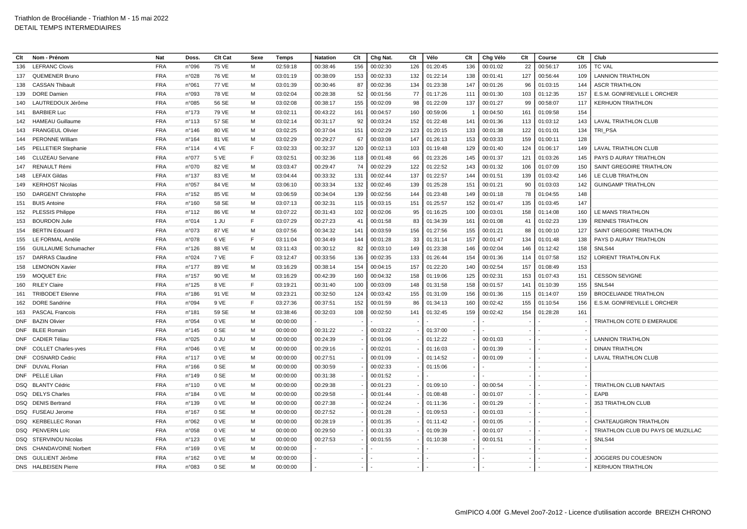Triathlon de Brocéliande - Triathlon M - 15 mai 2022
DETAIL TEMPS INTERMEDIAIRES

| Clt | Nom - Prénom | Nat | Doss. | Clt Cat | Sexe | Temps | Natation | Clt | Chg Nat. | Clt | Vélo | Clt | Chg Vélo | Clt | Course | Clt | Club |
|---|---|---|---|---|---|---|---|---|---|---|---|---|---|---|---|---|---|
| 136 | LEFRANC Clovis | FRA | n°096 | 75 VE | M | 02:59:18 | 00:38:46 | 156 | 00:02:30 | 126 | 01:20:45 | 136 | 00:01:02 | 22 | 00:56:17 | 105 | TC VAL |
| 137 | QUEMENER Bruno | FRA | n°028 | 76 VE | M | 03:01:19 | 00:38:09 | 153 | 00:02:33 | 132 | 01:22:14 | 138 | 00:01:41 | 127 | 00:56:44 | 109 | LANNION TRIATHLON |
| 138 | CASSAN Thibault | FRA | n°061 | 77 VE | M | 03:01:39 | 00:30:46 | 87 | 00:02:36 | 134 | 01:23:38 | 147 | 00:01:26 | 96 | 01:03:15 | 144 | ASCR TRIATHLON |
| 139 | DORE Damien | FRA | n°093 | 78 VE | M | 03:02:04 | 00:28:38 | 52 | 00:01:56 | 77 | 01:17:26 | 111 | 00:01:30 | 103 | 01:12:35 | 157 | E.S.M. GONFREVILLE L ORCHER |
| 140 | LAUTREDOUX Jérôme | FRA | n°085 | 56 SE | M | 03:02:08 | 00:38:17 | 155 | 00:02:09 | 98 | 01:22:09 | 137 | 00:01:27 | 99 | 00:58:07 | 117 | KERHUON TRIATHLON |
| 141 | BARBIER Luc | FRA | n°173 | 79 VE | M | 03:02:11 | 00:43:22 | 161 | 00:04:57 | 160 | 00:59:06 | 1 | 00:04:50 | 161 | 01:09:58 | 154 | |
| 142 | HAMEAU Guillaume | FRA | n°113 | 57 SE | M | 03:02:14 | 00:31:17 | 92 | 00:03:24 | 152 | 01:22:48 | 141 | 00:01:36 | 113 | 01:03:12 | 143 | LAVAL TRIATHLON CLUB |
| 143 | FRANGEUL Olivier | FRA | n°146 | 80 VE | M | 03:02:25 | 00:37:04 | 151 | 00:02:29 | 123 | 01:20:15 | 133 | 00:01:38 | 122 | 01:01:01 | 134 | TRI_PSA |
| 144 | PERONNE William | FRA | n°164 | 81 VE | M | 03:02:29 | 00:29:27 | 67 | 00:03:08 | 147 | 01:26:13 | 153 | 00:03:33 | 159 | 01:00:11 | 128 | |
| 145 | PELLETIER Stephanie | FRA | n°114 | 4 VE | F | 03:02:33 | 00:32:37 | 120 | 00:02:13 | 103 | 01:19:48 | 129 | 00:01:40 | 124 | 01:06:17 | 149 | LAVAL TRIATHLON CLUB |
| 146 | CLUZEAU Servane | FRA | n°077 | 5 VE | F | 03:02:51 | 00:32:36 | 118 | 00:01:48 | 66 | 01:23:26 | 145 | 00:01:37 | 121 | 01:03:26 | 145 | PAYS D AURAY TRIATHLON |
| 147 | RENAULT Rémi | FRA | n°070 | 82 VE | M | 03:03:47 | 00:29:47 | 74 | 00:02:29 | 122 | 01:22:52 | 143 | 00:01:32 | 106 | 01:07:09 | 150 | SAINT GREGOIRE TRIATHLON |
| 148 | LEFAIX Gildas | FRA | n°137 | 83 VE | M | 03:04:44 | 00:33:32 | 131 | 00:02:44 | 137 | 01:22:57 | 144 | 00:01:51 | 139 | 01:03:42 | 146 | LE CLUB TRIATHLON |
| 149 | KERHOST Nicolas | FRA | n°057 | 84 VE | M | 03:06:10 | 00:33:34 | 132 | 00:02:46 | 139 | 01:25:28 | 151 | 00:01:21 | 90 | 01:03:03 | 142 | GUINGAMP TRIATHLON |
| 150 | DARGENT Christophe | FRA | n°152 | 85 VE | M | 03:06:59 | 00:34:04 | 139 | 00:02:56 | 144 | 01:23:48 | 149 | 00:01:18 | 78 | 01:04:55 | 148 | |
| 151 | BUIS Antoine | FRA | n°160 | 58 SE | M | 03:07:13 | 00:32:31 | 115 | 00:03:15 | 151 | 01:25:57 | 152 | 00:01:47 | 135 | 01:03:45 | 147 | |
| 152 | PLESSIS Philippe | FRA | n°112 | 86 VE | M | 03:07:22 | 00:31:43 | 102 | 00:02:06 | 95 | 01:16:25 | 100 | 00:03:01 | 158 | 01:14:08 | 160 | LE MANS TRIATHLON |
| 153 | BOURDON Julie | FRA | n°014 | 1 JU | F | 03:07:29 | 00:27:23 | 41 | 00:01:58 | 83 | 01:34:39 | 161 | 00:01:08 | 41 | 01:02:23 | 139 | RENNES TRIATHLON |
| 154 | BERTIN Edouard | FRA | n°073 | 87 VE | M | 03:07:56 | 00:34:32 | 141 | 00:03:59 | 156 | 01:27:56 | 155 | 00:01:21 | 88 | 01:00:10 | 127 | SAINT GREGOIRE TRIATHLON |
| 155 | LE FORMAL Amélie | FRA | n°078 | 6 VE | F | 03:11:04 | 00:34:49 | 144 | 00:01:28 | 33 | 01:31:14 | 157 | 00:01:47 | 134 | 01:01:48 | 138 | PAYS D AURAY TRIATHLON |
| 156 | GUILLAUME Schumacher | FRA | n°126 | 88 VE | M | 03:11:43 | 00:30:12 | 82 | 00:03:10 | 149 | 01:23:38 | 146 | 00:02:04 | 146 | 01:12:42 | 158 | SNLS44 |
| 157 | DARRAS Claudine | FRA | n°024 | 7 VE | F | 03:12:47 | 00:33:56 | 136 | 00:02:35 | 133 | 01:26:44 | 154 | 00:01:36 | 114 | 01:07:58 | 152 | LORIENT TRIATHLON FLK |
| 158 | LEMONON Xavier | FRA | n°177 | 89 VE | M | 03:16:29 | 00:38:14 | 154 | 00:04:15 | 157 | 01:22:20 | 140 | 00:02:54 | 157 | 01:08:49 | 153 | |
| 159 | MOQUET Eric | FRA | n°157 | 90 VE | M | 03:16:29 | 00:42:39 | 160 | 00:04:32 | 158 | 01:19:06 | 125 | 00:02:31 | 153 | 01:07:43 | 151 | CESSON SEVIGNE |
| 160 | RILEY Claire | FRA | n°125 | 8 VE | F | 03:19:21 | 00:31:40 | 100 | 00:03:09 | 148 | 01:31:58 | 158 | 00:01:57 | 141 | 01:10:39 | 155 | SNLS44 |
| 161 | TRIBODET Etienne | FRA | n°186 | 91 VE | M | 03:23:21 | 00:32:50 | 124 | 00:03:42 | 155 | 01:31:09 | 156 | 00:01:36 | 115 | 01:14:07 | 159 | BROCELIANDE TRIATHLON |
| 162 | DORE Sandrine | FRA | n°094 | 9 VE | F | 03:27:36 | 00:37:51 | 152 | 00:01:59 | 86 | 01:34:13 | 160 | 00:02:42 | 155 | 01:10:54 | 156 | E.S.M. GONFREVILLE L ORCHER |
| 163 | PASCAL Francois | FRA | n°181 | 59 SE | M | 03:38:46 | 00:32:03 | 108 | 00:02:50 | 141 | 01:32:45 | 159 | 00:02:42 | 154 | 01:28:28 | 161 | |
| DNF | BAZIN Olivier | FRA | n°054 | 0 VE | M | 00:00:00 | - | - | - | - | - | - | - | - | - | - | TRIATHLON COTE D EMERAUDE |
| DNF | BLEE Romain | FRA | n°145 | 0 SE | M | 00:00:00 | 00:31:22 | - | 00:03:22 | - | 01:37:00 | - | - | - | - | - | |
| DNF | CADIER Téliau | FRA | n°025 | 0 JU | M | 00:00:00 | 00:24:39 | - | 00:01:06 | - | 01:12:22 | - | 00:01:03 | - | - | - | LANNION TRIATHLON |
| DNF | COLLET Charles-yves | FRA | n°046 | 0 VE | M | 00:00:00 | 00:29:16 | - | 00:02:01 | - | 01:16:03 | - | 00:01:39 | - | - | - | DINAN TRIATHLON |
| DNF | COSNARD Cedric | FRA | n°117 | 0 VE | M | 00:00:00 | 00:27:51 | - | 00:01:09 | - | 01:14:52 | - | 00:01:09 | - | - | - | LAVAL TRIATHLON CLUB |
| DNF | DUVAL Florian | FRA | n°166 | 0 SE | M | 00:00:00 | 00:30:59 | - | 00:02:33 | - | 01:15:06 | - | - | - | - | - | |
| DNF | PELLE Lilian | FRA | n°149 | 0 SE | M | 00:00:00 | 00:31:38 | - | 00:01:52 | - | - | - | - | - | - | - | |
| DSQ | BLANTY Cédric | FRA | n°110 | 0 VE | M | 00:00:00 | 00:29:38 | - | 00:01:23 | - | 01:09:10 | - | 00:00:54 | - | - | - | TRIATHLON CLUB NANTAIS |
| DSQ | DELYS Charles | FRA | n°184 | 0 VE | M | 00:00:00 | 00:29:58 | - | 00:01:44 | - | 01:08:48 | - | 00:01:07 | - | - | - | EAPB |
| DSQ | DENIS Bertrand | FRA | n°139 | 0 VE | M | 00:00:00 | 00:27:38 | - | 00:02:24 | - | 01:11:36 | - | 00:01:29 | - | - | - | 353 TRIATHLON CLUB |
| DSQ | FUSEAU Jerome | FRA | n°167 | 0 SE | M | 00:00:00 | 00:27:52 | - | 00:01:28 | - | 01:09:53 | - | 00:01:03 | - | - | - | |
| DSQ | KERBELLEC Ronan | FRA | n°062 | 0 VE | M | 00:00:00 | 00:28:19 | - | 00:01:35 | - | 01:11:42 | - | 00:01:05 | - | - | - | CHATEAUGIRON TRIATHLON |
| DSQ | PENVERN Loïc | FRA | n°058 | 0 VE | M | 00:00:00 | 00:29:50 | - | 00:01:33 | - | 01:09:39 | - | 00:01:07 | - | - | - | TRIATHLON CLUB DU PAYS DE MUZILLAC |
| DSQ | STERVINOU Nicolas | FRA | n°123 | 0 VE | M | 00:00:00 | 00:27:53 | - | 00:01:55 | - | 01:10:38 | - | 00:01:51 | - | - | - | SNLS44 |
| DNS | CHANDAVOINE Norbert | FRA | n°169 | 0 VE | M | 00:00:00 | - | - | - | - | - | - | - | - | - | - | |
| DNS | GULLIENT Jérôme | FRA | n°162 | 0 VE | M | 00:00:00 | - | - | - | - | - | - | - | - | - | - | JOGGERS DU COUESNON |
| DNS | HALBEISEN Pierre | FRA | n°083 | 0 SE | M | 00:00:00 | - | - | - | - | - | - | - | - | - | - | KERHUON TRIATHLON |

GmIPICO 4.00f G.Mevel 2oo7-2o12 - Licence d'utilisation accorde BREIZH CHRONO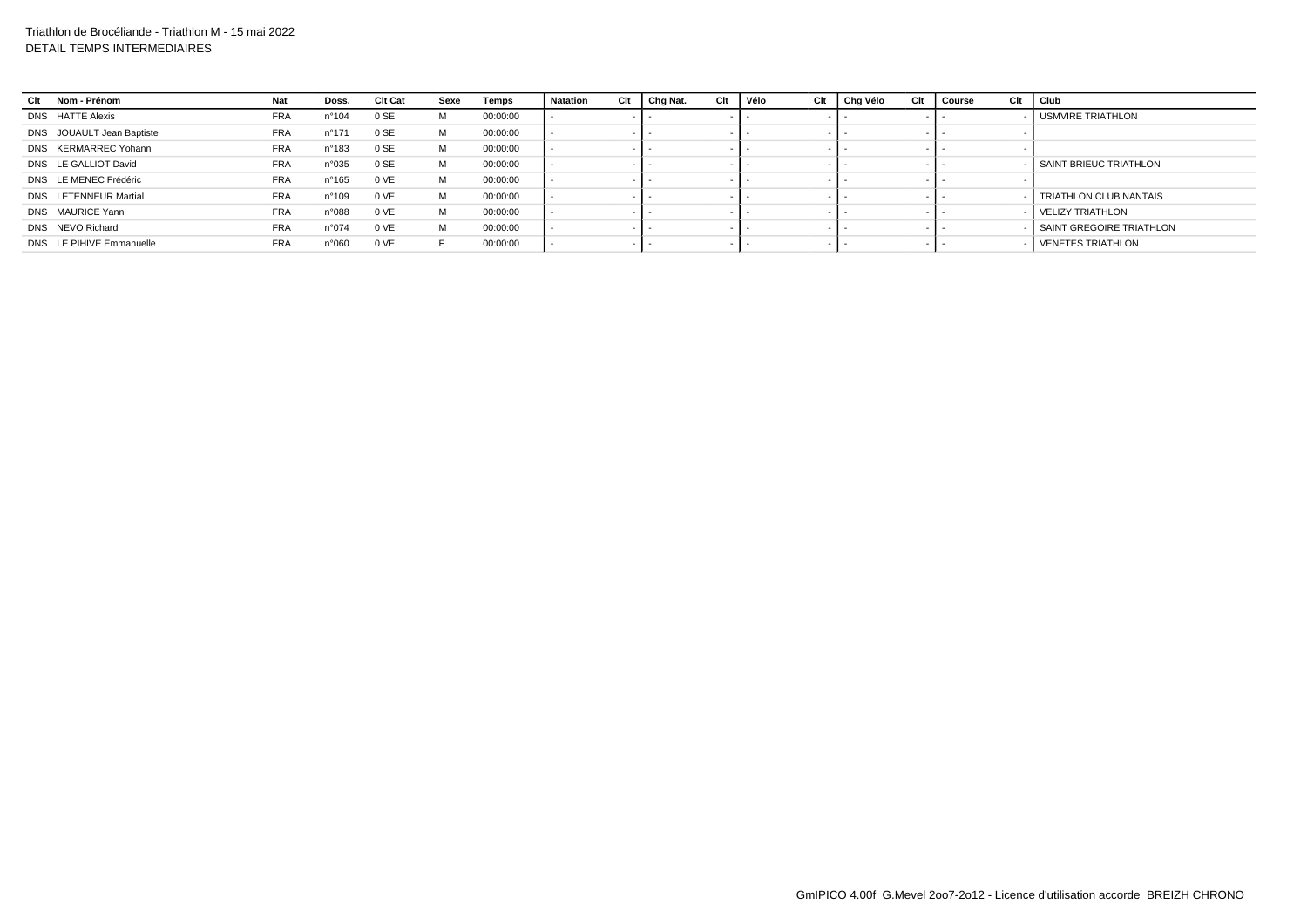Triathlon de Brocéliande - Triathlon M - 15 mai 2022
DETAIL TEMPS INTERMEDIAIRES

| Clt | Nom - Prénom | Nat | Doss. | Clt Cat | Sexe | Temps | Natation | Clt | Chg Nat. | Clt | Vélo | Clt | Chg Vélo | Clt | Course | Clt | Club |
|---|---|---|---|---|---|---|---|---|---|---|---|---|---|---|---|---|---|
| DNS | HATTE Alexis | FRA | n°104 | 0 SE | M | 00:00:00 | - | - | - | - | - | - | - | - | - | - | USMVIRE TRIATHLON |
| DNS | JOUAULT Jean Baptiste | FRA | n°171 | 0 SE | M | 00:00:00 | - | - | - | - | - | - | - | - | - | - | |
| DNS | KERMARREC Yohann | FRA | n°183 | 0 SE | M | 00:00:00 | - | - | - | - | - | - | - | - | - | - | |
| DNS | LE GALLIOT David | FRA | n°035 | 0 SE | M | 00:00:00 | - | - | - | - | - | - | - | - | - | - | SAINT BRIEUC TRIATHLON |
| DNS | LE MENEC Frédéric | FRA | n°165 | 0 VE | M | 00:00:00 | - | - | - | - | - | - | - | - | - | - | |
| DNS | LETENNEUR Martial | FRA | n°109 | 0 VE | M | 00:00:00 | - | - | - | - | - | - | - | - | - | - | TRIATHLON CLUB NANTAIS |
| DNS | MAURICE Yann | FRA | n°088 | 0 VE | M | 00:00:00 | - | - | - | - | - | - | - | - | - | - | VELIZY TRIATHLON |
| DNS | NEVO Richard | FRA | n°074 | 0 VE | M | 00:00:00 | - | - | - | - | - | - | - | - | - | - | SAINT GREGOIRE TRIATHLON |
| DNS | LE PIHIVE Emmanuelle | FRA | n°060 | 0 VE | F | 00:00:00 | - | - | - | - | - | - | - | - | - | - | VENETES TRIATHLON |

GmIPICO 4.00f G.Mevel 2oo7-2o12 - Licence d'utilisation accorde BREIZH CHRONO